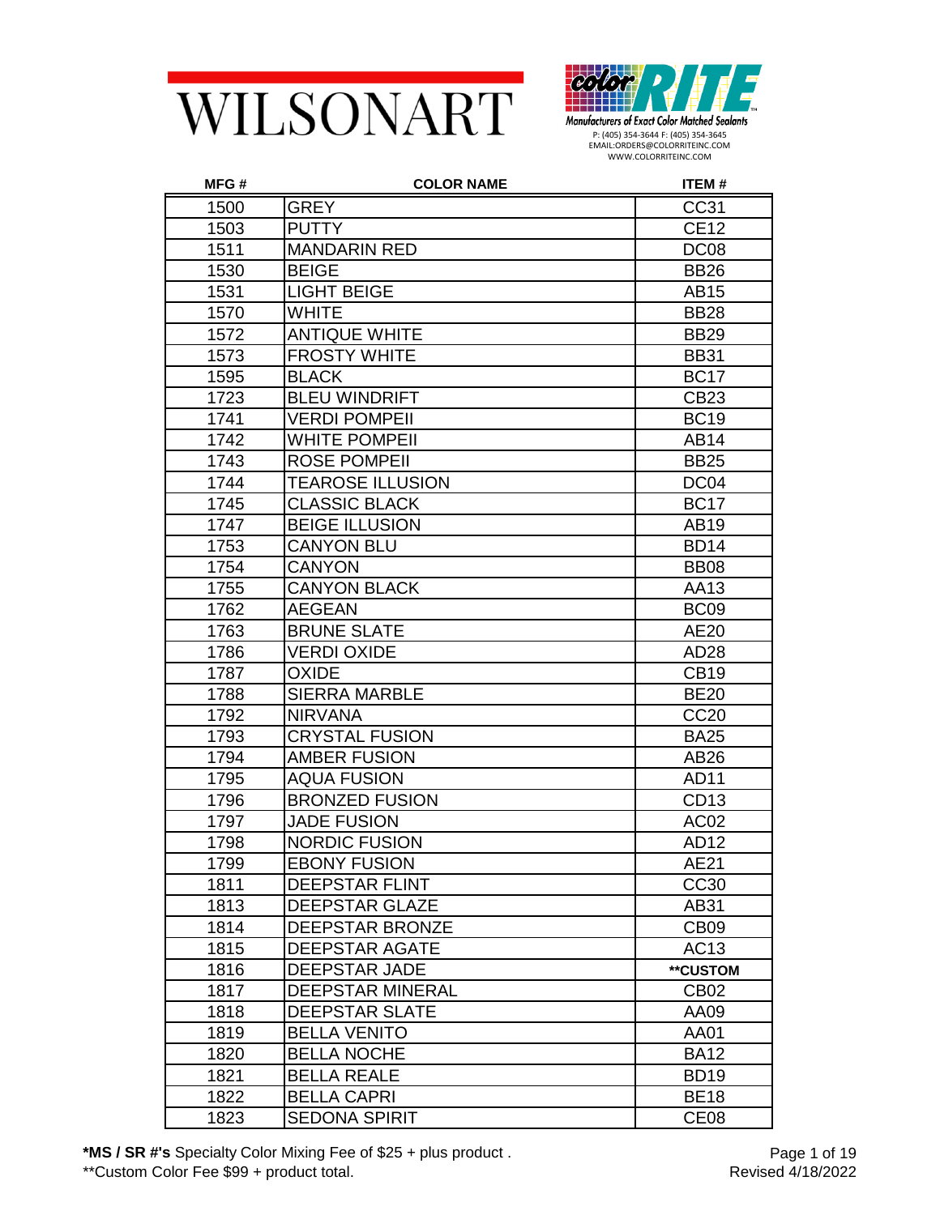WILSONART

color RITE
Manufacturers of Exact Color Matched Sealants
P: (405) 354-3644 F: (405) 354-3645
EMAIL:ORDERS@COLORRITEINC.COM
WWW.COLORRITEINC.COM

| MFG # | COLOR NAME | ITEM # |
|---|---|---|
| 1500 | GREY | CC31 |
| 1503 | PUTTY | CE12 |
| 1511 | MANDARIN RED | DC08 |
| 1530 | BEIGE | BB26 |
| 1531 | LIGHT BEIGE | AB15 |
| 1570 | WHITE | BB28 |
| 1572 | ANTIQUE WHITE | BB29 |
| 1573 | FROSTY WHITE | BB31 |
| 1595 | BLACK | BC17 |
| 1723 | BLEU WINDRIFT | CB23 |
| 1741 | VERDI POMPEII | BC19 |
| 1742 | WHITE POMPEII | AB14 |
| 1743 | ROSE POMPEII | BB25 |
| 1744 | TEAROSE ILLUSION | DC04 |
| 1745 | CLASSIC BLACK | BC17 |
| 1747 | BEIGE ILLUSION | AB19 |
| 1753 | CANYON BLU | BD14 |
| 1754 | CANYON | BB08 |
| 1755 | CANYON BLACK | AA13 |
| 1762 | AEGEAN | BC09 |
| 1763 | BRUNE SLATE | AE20 |
| 1786 | VERDI OXIDE | AD28 |
| 1787 | OXIDE | CB19 |
| 1788 | SIERRA MARBLE | BE20 |
| 1792 | NIRVANA | CC20 |
| 1793 | CRYSTAL FUSION | BA25 |
| 1794 | AMBER FUSION | AB26 |
| 1795 | AQUA FUSION | AD11 |
| 1796 | BRONZED FUSION | CD13 |
| 1797 | JADE FUSION | AC02 |
| 1798 | NORDIC FUSION | AD12 |
| 1799 | EBONY FUSION | AE21 |
| 1811 | DEEPSTAR FLINT | CC30 |
| 1813 | DEEPSTAR GLAZE | AB31 |
| 1814 | DEEPSTAR BRONZE | CB09 |
| 1815 | DEEPSTAR AGATE | AC13 |
| 1816 | DEEPSTAR JADE | **CUSTOM |
| 1817 | DEEPSTAR MINERAL | CB02 |
| 1818 | DEEPSTAR SLATE | AA09 |
| 1819 | BELLA VENITO | AA01 |
| 1820 | BELLA NOCHE | BA12 |
| 1821 | BELLA REALE | BD19 |
| 1822 | BELLA CAPRI | BE18 |
| 1823 | SEDONA SPIRIT | CE08 |

**\*MS / SR #'s** Specialty Color Mixing Fee of $25 + plus product .

**Custom Color Fee $99 + product total.

Revised 4/18/2022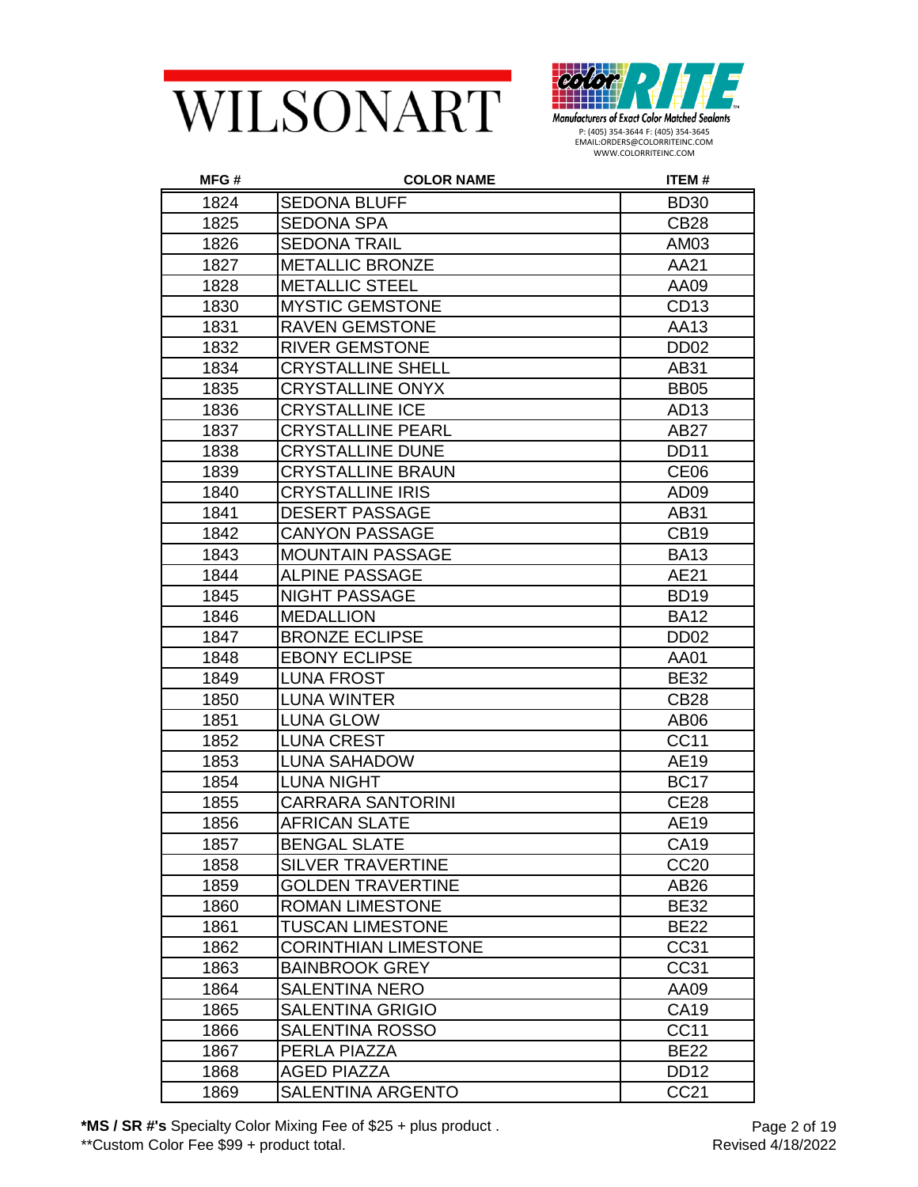WILSONART

color RITE

Manufacturers of Exact Color Matched Sealants

P: (405) 354-3644 F: (405) 354-3645
EMAIL:ORDERS@COLORRITEINC.COM
WWW.COLORRITEINC.COM

| MFG # | COLOR NAME | ITEM # |
|---|---|---|
| 1824 | SEDONA BLUFF | BD30 |
| 1825 | SEDONA SPA | CB28 |
| 1826 | SEDONA TRAIL | AM03 |
| 1827 | METALLIC BRONZE | AA21 |
| 1828 | METALLIC STEEL | AA09 |
| 1830 | MYSTIC GEMSTONE | CD13 |
| 1831 | RAVEN GEMSTONE | AA13 |
| 1832 | RIVER GEMSTONE | DD02 |
| 1834 | CRYSTALLINE SHELL | AB31 |
| 1835 | CRYSTALLINE ONYX | BB05 |
| 1836 | CRYSTALLINE ICE | AD13 |
| 1837 | CRYSTALLINE PEARL | AB27 |
| 1838 | CRYSTALLINE DUNE | DD11 |
| 1839 | CRYSTALLINE BRAUN | CE06 |
| 1840 | CRYSTALLINE IRIS | AD09 |
| 1841 | DESERT PASSAGE | AB31 |
| 1842 | CANYON PASSAGE | CB19 |
| 1843 | MOUNTAIN PASSAGE | BA13 |
| 1844 | ALPINE PASSAGE | AE21 |
| 1845 | NIGHT PASSAGE | BD19 |
| 1846 | MEDALLION | BA12 |
| 1847 | BRONZE ECLIPSE | DD02 |
| 1848 | EBONY ECLIPSE | AA01 |
| 1849 | LUNA FROST | BE32 |
| 1850 | LUNA WINTER | CB28 |
| 1851 | LUNA GLOW | AB06 |
| 1852 | LUNA CREST | CC11 |
| 1853 | LUNA SAHADOW | AE19 |
| 1854 | LUNA NIGHT | BC17 |
| 1855 | CARRARA SANTORINI | CE28 |
| 1856 | AFRICAN SLATE | AE19 |
| 1857 | BENGAL SLATE | CA19 |
| 1858 | SILVER TRAVERTINE | CC20 |
| 1859 | GOLDEN TRAVERTINE | AB26 |
| 1860 | ROMAN LIMESTONE | BE32 |
| 1861 | TUSCAN LIMESTONE | BE22 |
| 1862 | CORINTHIAN LIMESTONE | CC31 |
| 1863 | BAINBROOK GREY | CC31 |
| 1864 | SALENTINA NERO | AA09 |
| 1865 | SALENTINA GRIGIO | CA19 |
| 1866 | SALENTINA ROSSO | CC11 |
| 1867 | PERLA PIAZZA | BE22 |
| 1868 | AGED PIAZZA | DD12 |
| 1869 | SALENTINA ARGENTO | CC21 |

**\*MS / SR #'s** Specialty Color Mixing Fee of $25 + plus product .

**Custom Color Fee $99 + product total.

Revised 4/18/2022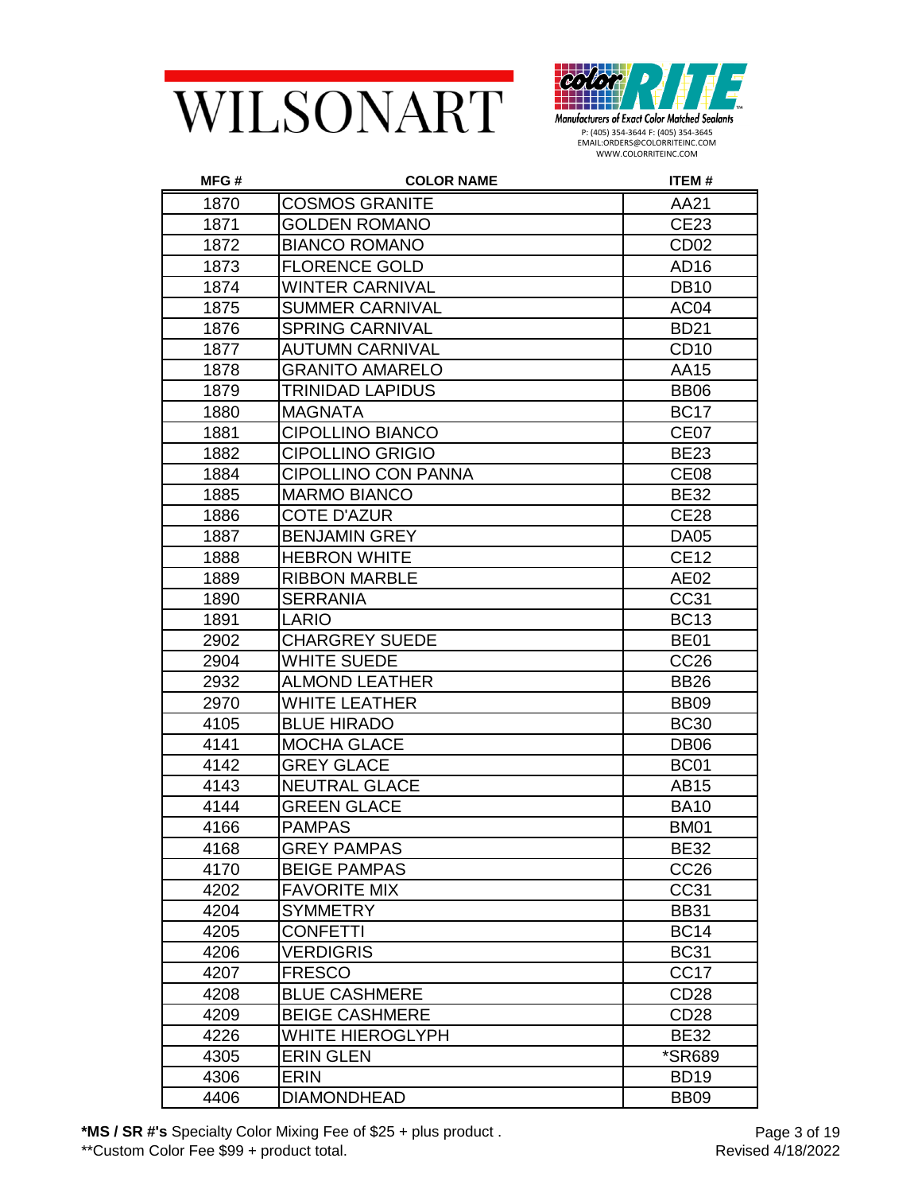WILSONART

color RITE
Manufacturers of Exact Color Matched Sealants
P: (405) 354-3644 F: (405) 354-3645
EMAIL:ORDERS@COLORRITEINC.COM
WWW.COLORRITEINC.COM

| MFG # | COLOR NAME | ITEM # |
|---|---|---|
| 1870 | COSMOS GRANITE | AA21 |
| 1871 | GOLDEN ROMANO | CE23 |
| 1872 | BIANCO ROMANO | CD02 |
| 1873 | FLORENCE GOLD | AD16 |
| 1874 | WINTER CARNIVAL | DB10 |
| 1875 | SUMMER CARNIVAL | AC04 |
| 1876 | SPRING CARNIVAL | BD21 |
| 1877 | AUTUMN CARNIVAL | CD10 |
| 1878 | GRANITO AMARELO | AA15 |
| 1879 | TRINIDAD LAPIDUS | BB06 |
| 1880 | MAGNATA | BC17 |
| 1881 | CIPOLLINO BIANCO | CE07 |
| 1882 | CIPOLLINO GRIGIO | BE23 |
| 1884 | CIPOLLINO CON PANNA | CE08 |
| 1885 | MARMO BIANCO | BE32 |
| 1886 | COTE D'AZUR | CE28 |
| 1887 | BENJAMIN GREY | DA05 |
| 1888 | HEBRON WHITE | CE12 |
| 1889 | RIBBON MARBLE | AE02 |
| 1890 | SERRANIA | CC31 |
| 1891 | LARIO | BC13 |
| 2902 | CHARGREY SUEDE | BE01 |
| 2904 | WHITE SUEDE | CC26 |
| 2932 | ALMOND LEATHER | BB26 |
| 2970 | WHITE LEATHER | BB09 |
| 4105 | BLUE HIRADO | BC30 |
| 4141 | MOCHA GLACE | DB06 |
| 4142 | GREY GLACE | BC01 |
| 4143 | NEUTRAL GLACE | AB15 |
| 4144 | GREEN GLACE | BA10 |
| 4166 | PAMPAS | BM01 |
| 4168 | GREY PAMPAS | BE32 |
| 4170 | BEIGE PAMPAS | CC26 |
| 4202 | FAVORITE MIX | CC31 |
| 4204 | SYMMETRY | BB31 |
| 4205 | CONFETTI | BC14 |
| 4206 | VERDIGRIS | BC31 |
| 4207 | FRESCO | CC17 |
| 4208 | BLUE CASHMERE | CD28 |
| 4209 | BEIGE CASHMERE | CD28 |
| 4226 | WHITE HIEROGLYPH | BE32 |
| 4305 | ERIN GLEN | *SR689 |
| 4306 | ERIN | BD19 |
| 4406 | DIAMONDHEAD | BB09 |

**\*MS / SR #'s** Specialty Color Mixing Fee of $25 + plus product .
\*\*Custom Color Fee $99 + product total.

Revised 4/18/2022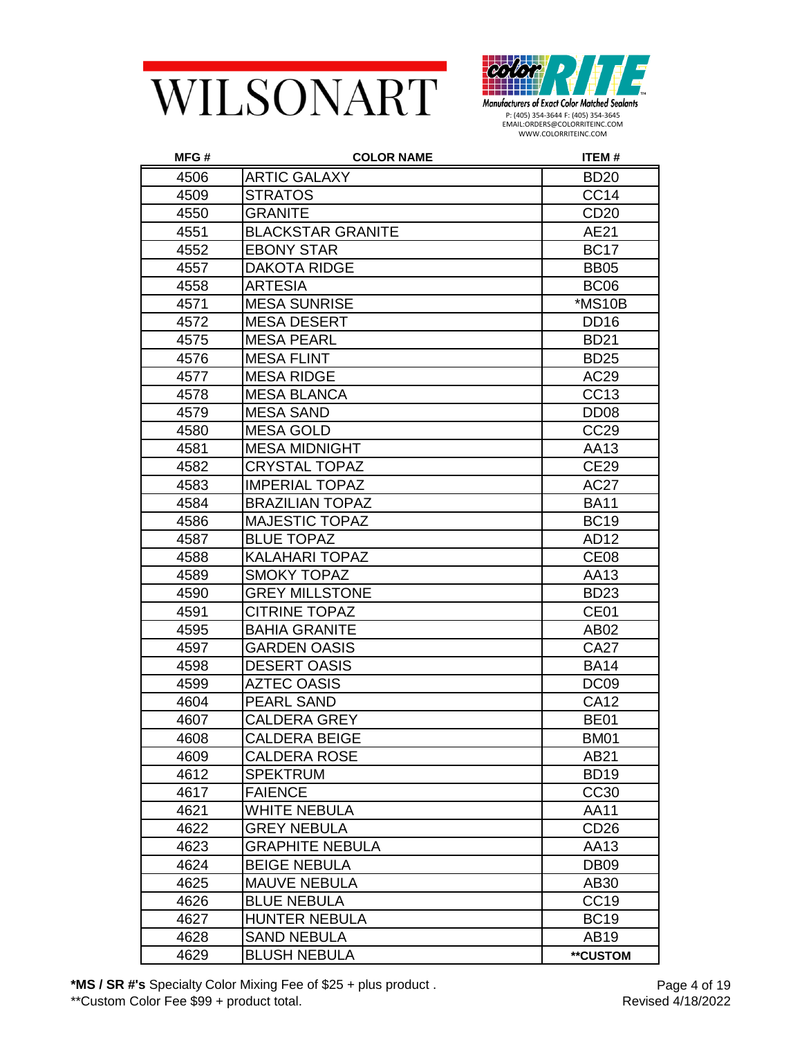WILSONART

color RITE
Manufacturers of Exact Color Matched Sealants
P: (405) 354-3644 F: (405) 354-3645
EMAIL:ORDERS@COLORRITEINC.COM
WWW.COLORRITEINC.COM

| MFG # | COLOR NAME | ITEM # |
|---|---|---|
| 4506 | ARTIC GALAXY | BD20 |
| 4509 | STRATOS | CC14 |
| 4550 | GRANITE | CD20 |
| 4551 | BLACKSTAR GRANITE | AE21 |
| 4552 | EBONY STAR | BC17 |
| 4557 | DAKOTA RIDGE | BB05 |
| 4558 | ARTESIA | BC06 |
| 4571 | MESA SUNRISE | *MS10B |
| 4572 | MESA DESERT | DD16 |
| 4575 | MESA PEARL | BD21 |
| 4576 | MESA FLINT | BD25 |
| 4577 | MESA RIDGE | AC29 |
| 4578 | MESA BLANCA | CC13 |
| 4579 | MESA SAND | DD08 |
| 4580 | MESA GOLD | CC29 |
| 4581 | MESA MIDNIGHT | AA13 |
| 4582 | CRYSTAL TOPAZ | CE29 |
| 4583 | IMPERIAL TOPAZ | AC27 |
| 4584 | BRAZILIAN TOPAZ | BA11 |
| 4586 | MAJESTIC TOPAZ | BC19 |
| 4587 | BLUE TOPAZ | AD12 |
| 4588 | KALAHARI TOPAZ | CE08 |
| 4589 | SMOKY TOPAZ | AA13 |
| 4590 | GREY MILLSTONE | BD23 |
| 4591 | CITRINE TOPAZ | CE01 |
| 4595 | BAHIA GRANITE | AB02 |
| 4597 | GARDEN OASIS | CA27 |
| 4598 | DESERT OASIS | BA14 |
| 4599 | AZTEC OASIS | DC09 |
| 4604 | PEARL SAND | CA12 |
| 4607 | CALDERA GREY | BE01 |
| 4608 | CALDERA BEIGE | BM01 |
| 4609 | CALDERA ROSE | AB21 |
| 4612 | SPEKTRUM | BD19 |
| 4617 | FAIENCE | CC30 |
| 4621 | WHITE NEBULA | AA11 |
| 4622 | GREY NEBULA | CD26 |
| 4623 | GRAPHITE NEBULA | AA13 |
| 4624 | BEIGE NEBULA | DB09 |
| 4625 | MAUVE NEBULA | AB30 |
| 4626 | BLUE NEBULA | CC19 |
| 4627 | HUNTER NEBULA | BC19 |
| 4628 | SAND NEBULA | AB19 |
| 4629 | BLUSH NEBULA | **CUSTOM |

**\*MS / SR #'s** Specialty Color Mixing Fee of $25 + plus product .

**Custom Color Fee $99 + product total.

Revised 4/18/2022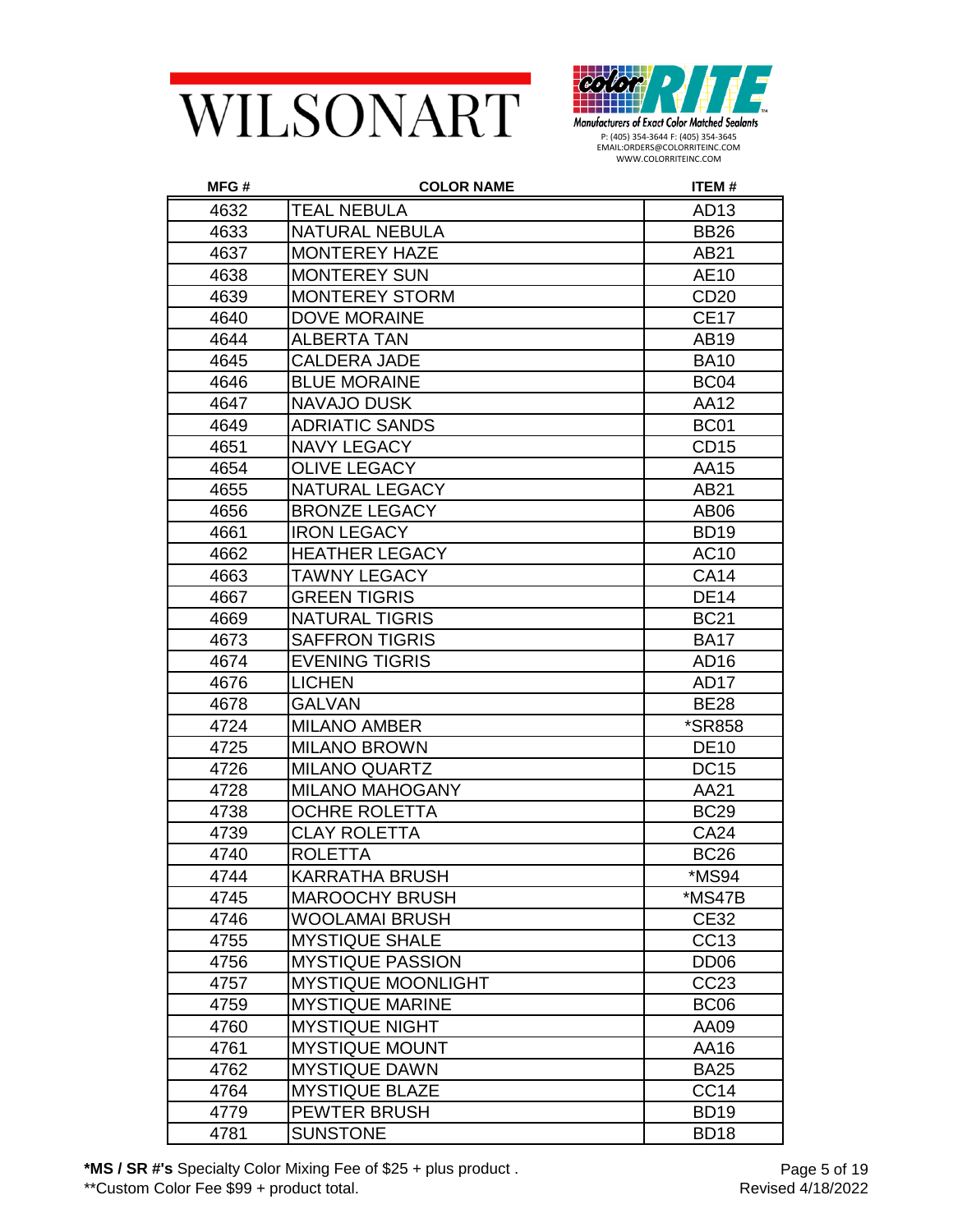WILSONART

color RITE
Manufacturers of Exact Color Matched Sealants
P: (405) 354-3644 F: (405) 354-3645
EMAIL:ORDERS@COLORRITEINC.COM
WWW.COLORRITEINC.COM

| MFG # | COLOR NAME | ITEM # |
|---|---|---|
| 4632 | TEAL NEBULA | AD13 |
| 4633 | NATURAL NEBULA | BB26 |
| 4637 | MONTEREY HAZE | AB21 |
| 4638 | MONTEREY SUN | AE10 |
| 4639 | MONTEREY STORM | CD20 |
| 4640 | DOVE MORAINE | CE17 |
| 4644 | ALBERTA TAN | AB19 |
| 4645 | CALDERA JADE | BA10 |
| 4646 | BLUE MORAINE | BC04 |
| 4647 | NAVAJO DUSK | AA12 |
| 4649 | ADRIATIC SANDS | BC01 |
| 4651 | NAVY LEGACY | CD15 |
| 4654 | OLIVE LEGACY | AA15 |
| 4655 | NATURAL LEGACY | AB21 |
| 4656 | BRONZE LEGACY | AB06 |
| 4661 | IRON LEGACY | BD19 |
| 4662 | HEATHER LEGACY | AC10 |
| 4663 | TAWNY LEGACY | CA14 |
| 4667 | GREEN TIGRIS | DE14 |
| 4669 | NATURAL TIGRIS | BC21 |
| 4673 | SAFFRON TIGRIS | BA17 |
| 4674 | EVENING TIGRIS | AD16 |
| 4676 | LICHEN | AD17 |
| 4678 | GALVAN | BE28 |
| 4724 | MILANO AMBER | *SR858 |
| 4725 | MILANO BROWN | DE10 |
| 4726 | MILANO QUARTZ | DC15 |
| 4728 | MILANO MAHOGANY | AA21 |
| 4738 | OCHRE ROLETTA | BC29 |
| 4739 | CLAY ROLETTA | CA24 |
| 4740 | ROLETTA | BC26 |
| 4744 | KARRATHA BRUSH | *MS94 |
| 4745 | MAROOCHY BRUSH | *MS47B |
| 4746 | WOOLAMAI BRUSH | CE32 |
| 4755 | MYSTIQUE SHALE | CC13 |
| 4756 | MYSTIQUE PASSION | DD06 |
| 4757 | MYSTIQUE MOONLIGHT | CC23 |
| 4759 | MYSTIQUE MARINE | BC06 |
| 4760 | MYSTIQUE NIGHT | AA09 |
| 4761 | MYSTIQUE MOUNT | AA16 |
| 4762 | MYSTIQUE DAWN | BA25 |
| 4764 | MYSTIQUE BLAZE | CC14 |
| 4779 | PEWTER BRUSH | BD19 |
| 4781 | SUNSTONE | BD18 |

**\*MS / SR #'s** Specialty Color Mixing Fee of $25 + plus product .
\*\*Custom Color Fee $99 + product total.

Revised 4/18/2022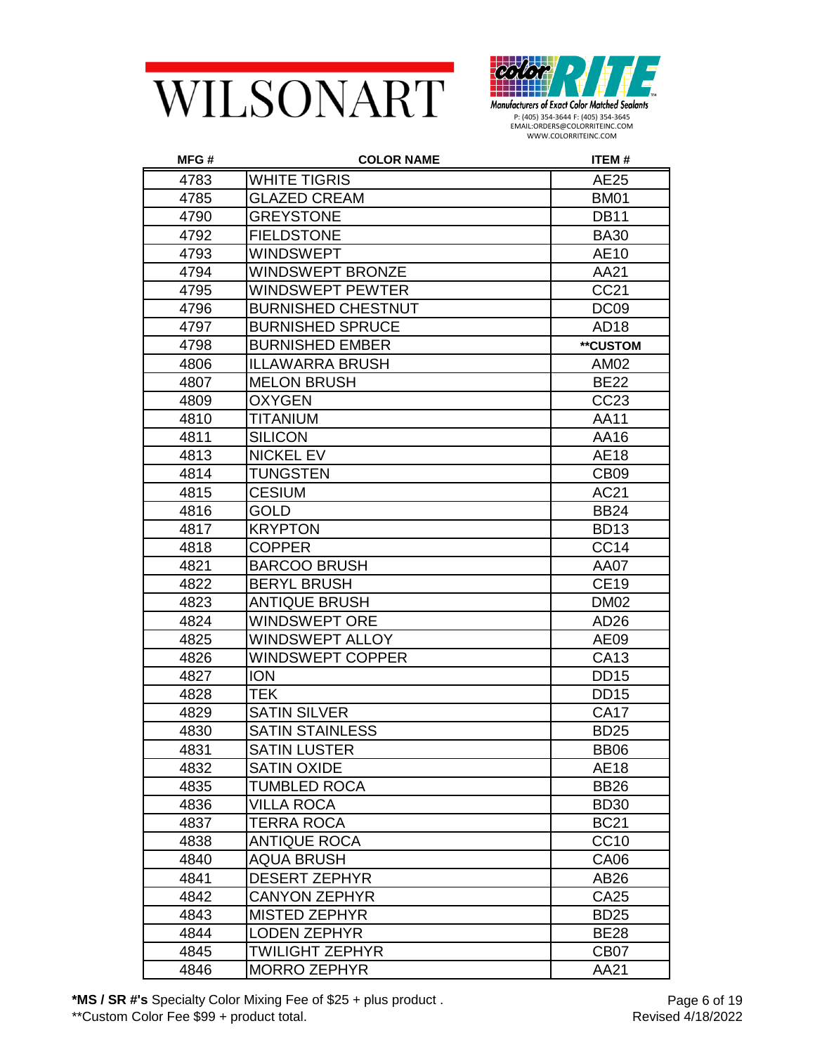WILSONART

color RITE

Manufacturers of Exact Color Matched Sealants

P: (405) 354-3644 F: (405) 354-3645
EMAIL:ORDERS@COLORRITEINC.COM
WWW.COLORRITEINC.COM

| MFG # | COLOR NAME | ITEM # |
|---|---|---|
| 4783 | WHITE TIGRIS | AE25 |
| 4785 | GLAZED CREAM | BM01 |
| 4790 | GREYSTONE | DB11 |
| 4792 | FIELDSTONE | BA30 |
| 4793 | WINDSWEPT | AE10 |
| 4794 | WINDSWEPT BRONZE | AA21 |
| 4795 | WINDSWEPT PEWTER | CC21 |
| 4796 | BURNISHED CHESTNUT | DC09 |
| 4797 | BURNISHED SPRUCE | AD18 |
| 4798 | BURNISHED EMBER | **CUSTOM |
| 4806 | ILLAWARRA BRUSH | AM02 |
| 4807 | MELON BRUSH | BE22 |
| 4809 | OXYGEN | CC23 |
| 4810 | TITANIUM | AA11 |
| 4811 | SILICON | AA16 |
| 4813 | NICKEL EV | AE18 |
| 4814 | TUNGSTEN | CB09 |
| 4815 | CESIUM | AC21 |
| 4816 | GOLD | BB24 |
| 4817 | KRYPTON | BD13 |
| 4818 | COPPER | CC14 |
| 4821 | BARCOO BRUSH | AA07 |
| 4822 | BERYL BRUSH | CE19 |
| 4823 | ANTIQUE BRUSH | DM02 |
| 4824 | WINDSWEPT ORE | AD26 |
| 4825 | WINDSWEPT ALLOY | AE09 |
| 4826 | WINDSWEPT COPPER | CA13 |
| 4827 | ION | DD15 |
| 4828 | TEK | DD15 |
| 4829 | SATIN SILVER | CA17 |
| 4830 | SATIN STAINLESS | BD25 |
| 4831 | SATIN LUSTER | BB06 |
| 4832 | SATIN OXIDE | AE18 |
| 4835 | TUMBLED ROCA | BB26 |
| 4836 | VILLA ROCA | BD30 |
| 4837 | TERRA ROCA | BC21 |
| 4838 | ANTIQUE ROCA | CC10 |
| 4840 | AQUA BRUSH | CA06 |
| 4841 | DESERT ZEPHYR | AB26 |
| 4842 | CANYON ZEPHYR | CA25 |
| 4843 | MISTED ZEPHYR | BD25 |
| 4844 | LODEN ZEPHYR | BE28 |
| 4845 | TWILIGHT ZEPHYR | CB07 |
| 4846 | MORRO ZEPHYR | AA21 |

**\*MS / SR #'s** Specialty Color Mixing Fee of $25 + plus product .

**Custom Color Fee $99 + product total.

Revised 4/18/2022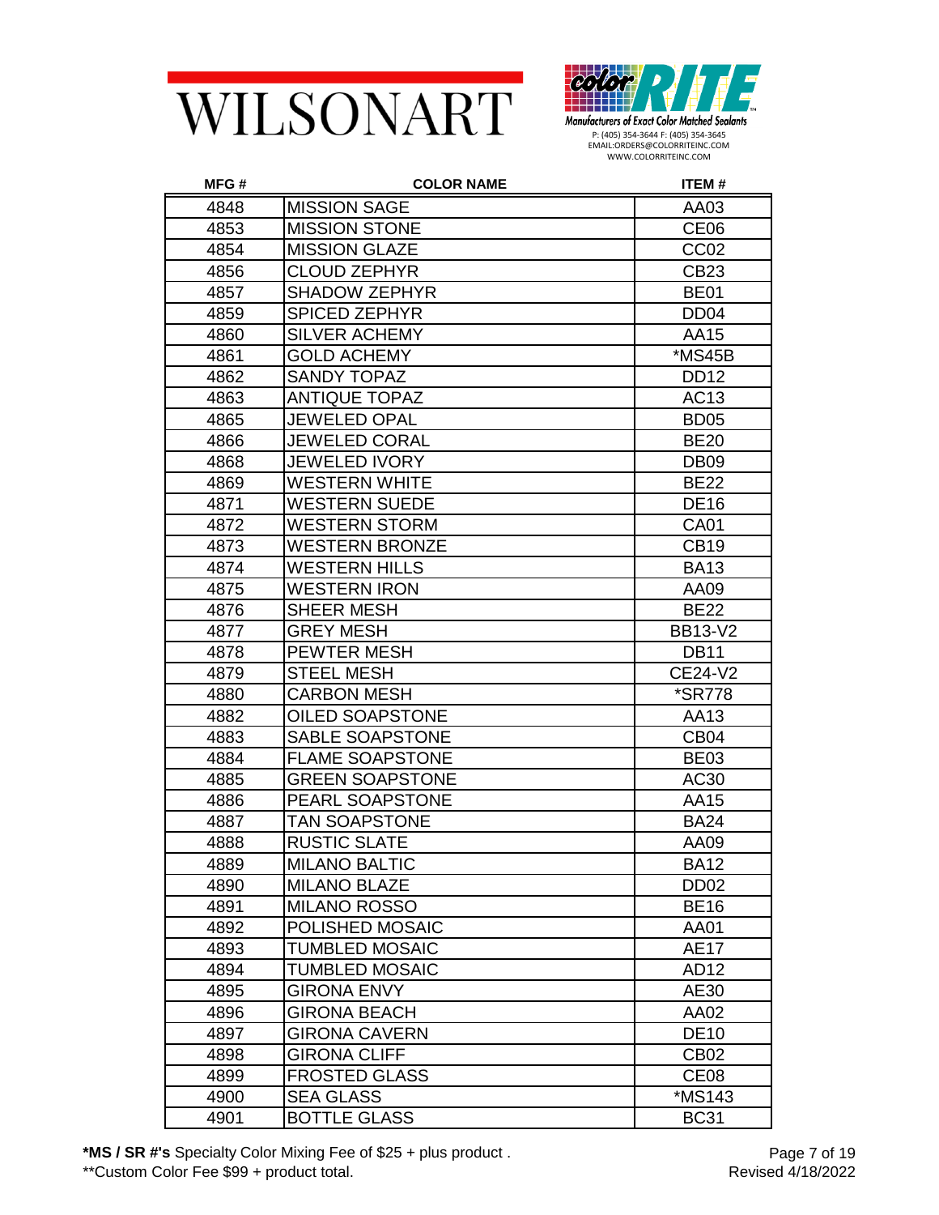WILSONART

color RITE
Manufacturers of Exact Color Matched Sealants
P: (405) 354-3644 F: (405) 354-3645
EMAIL:ORDERS@COLORRITEINC.COM
WWW.COLORRITEINC.COM

| MFG # | COLOR NAME | ITEM # |
|---|---|---|
| 4848 | MISSION SAGE | AA03 |
| 4853 | MISSION STONE | CE06 |
| 4854 | MISSION GLAZE | CC02 |
| 4856 | CLOUD ZEPHYR | CB23 |
| 4857 | SHADOW ZEPHYR | BE01 |
| 4859 | SPICED ZEPHYR | DD04 |
| 4860 | SILVER ACHEMY | AA15 |
| 4861 | GOLD ACHEMY | *MS45B |
| 4862 | SANDY TOPAZ | DD12 |
| 4863 | ANTIQUE TOPAZ | AC13 |
| 4865 | JEWELED OPAL | BD05 |
| 4866 | JEWELED CORAL | BE20 |
| 4868 | JEWELED IVORY | DB09 |
| 4869 | WESTERN WHITE | BE22 |
| 4871 | WESTERN SUEDE | DE16 |
| 4872 | WESTERN STORM | CA01 |
| 4873 | WESTERN BRONZE | CB19 |
| 4874 | WESTERN HILLS | BA13 |
| 4875 | WESTERN IRON | AA09 |
| 4876 | SHEER MESH | BE22 |
| 4877 | GREY MESH | BB13-V2 |
| 4878 | PEWTER MESH | DB11 |
| 4879 | STEEL MESH | CE24-V2 |
| 4880 | CARBON MESH | *SR778 |
| 4882 | OILED SOAPSTONE | AA13 |
| 4883 | SABLE SOAPSTONE | CB04 |
| 4884 | FLAME SOAPSTONE | BE03 |
| 4885 | GREEN SOAPSTONE | AC30 |
| 4886 | PEARL SOAPSTONE | AA15 |
| 4887 | TAN SOAPSTONE | BA24 |
| 4888 | RUSTIC SLATE | AA09 |
| 4889 | MILANO BALTIC | BA12 |
| 4890 | MILANO BLAZE | DD02 |
| 4891 | MILANO ROSSO | BE16 |
| 4892 | POLISHED MOSAIC | AA01 |
| 4893 | TUMBLED MOSAIC | AE17 |
| 4894 | TUMBLED MOSAIC | AD12 |
| 4895 | GIRONA ENVY | AE30 |
| 4896 | GIRONA BEACH | AA02 |
| 4897 | GIRONA CAVERN | DE10 |
| 4898 | GIRONA CLIFF | CB02 |
| 4899 | FROSTED GLASS | CE08 |
| 4900 | SEA GLASS | *MS143 |
| 4901 | BOTTLE GLASS | BC31 |

**\*MS / SR #'s** Specialty Color Mixing Fee of $25 + plus product .
**Custom Color Fee $99 + product total.

Revised 4/18/2022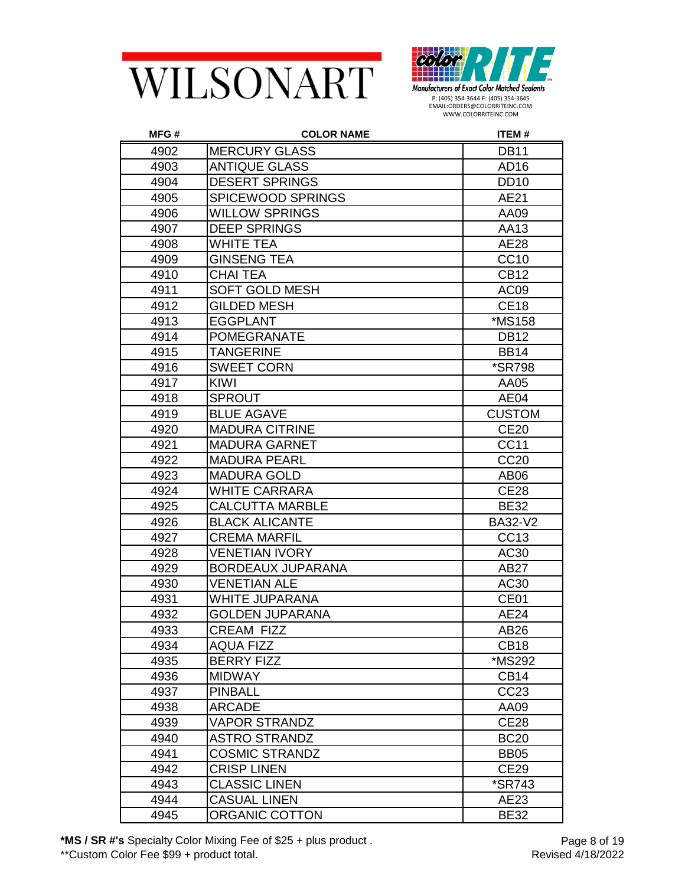WILSONART

color RITE
Manufacturers of Exact Color Matched Sealants
P: (405) 354-3644 F: (405) 354-3645
EMAIL:ORDERS@COLORRITEINC.COM
WWW.COLORRITEINC.COM

| MFG # | COLOR NAME | ITEM # |
|---|---|---|
| 4902 | MERCURY GLASS | DB11 |
| 4903 | ANTIQUE GLASS | AD16 |
| 4904 | DESERT SPRINGS | DD10 |
| 4905 | SPICEWOOD SPRINGS | AE21 |
| 4906 | WILLOW SPRINGS | AA09 |
| 4907 | DEEP SPRINGS | AA13 |
| 4908 | WHITE TEA | AE28 |
| 4909 | GINSENG TEA | CC10 |
| 4910 | CHAI TEA | CB12 |
| 4911 | SOFT GOLD MESH | AC09 |
| 4912 | GILDED MESH | CE18 |
| 4913 | EGGPLANT | *MS158 |
| 4914 | POMEGRANATE | DB12 |
| 4915 | TANGERINE | BB14 |
| 4916 | SWEET CORN | *SR798 |
| 4917 | KIWI | AA05 |
| 4918 | SPROUT | AE04 |
| 4919 | BLUE AGAVE | CUSTOM |
| 4920 | MADURA CITRINE | CE20 |
| 4921 | MADURA GARNET | CC11 |
| 4922 | MADURA PEARL | CC20 |
| 4923 | MADURA GOLD | AB06 |
| 4924 | WHITE CARRARA | CE28 |
| 4925 | CALCUTTA MARBLE | BE32 |
| 4926 | BLACK ALICANTE | BA32-V2 |
| 4927 | CREMA MARFIL | CC13 |
| 4928 | VENETIAN IVORY | AC30 |
| 4929 | BORDEAUX JUPARANA | AB27 |
| 4930 | VENETIAN ALE | AC30 |
| 4931 | WHITE JUPARANA | CE01 |
| 4932 | GOLDEN JUPARANA | AE24 |
| 4933 | CREAM FIZZ | AB26 |
| 4934 | AQUA FIZZ | CB18 |
| 4935 | BERRY FIZZ | *MS292 |
| 4936 | MIDWAY | CB14 |
| 4937 | PINBALL | CC23 |
| 4938 | ARCADE | AA09 |
| 4939 | VAPOR STRANDZ | CE28 |
| 4940 | ASTRO STRANDZ | BC20 |
| 4941 | COSMIC STRANDZ | BB05 |
| 4942 | CRISP LINEN | CE29 |
| 4943 | CLASSIC LINEN | *SR743 |
| 4944 | CASUAL LINEN | AE23 |
| 4945 | ORGANIC COTTON | BE32 |

**\*MS / SR #'s** Specialty Color Mixing Fee of $25 + plus product .
**Custom Color Fee $99 + product total.

Revised 4/18/2022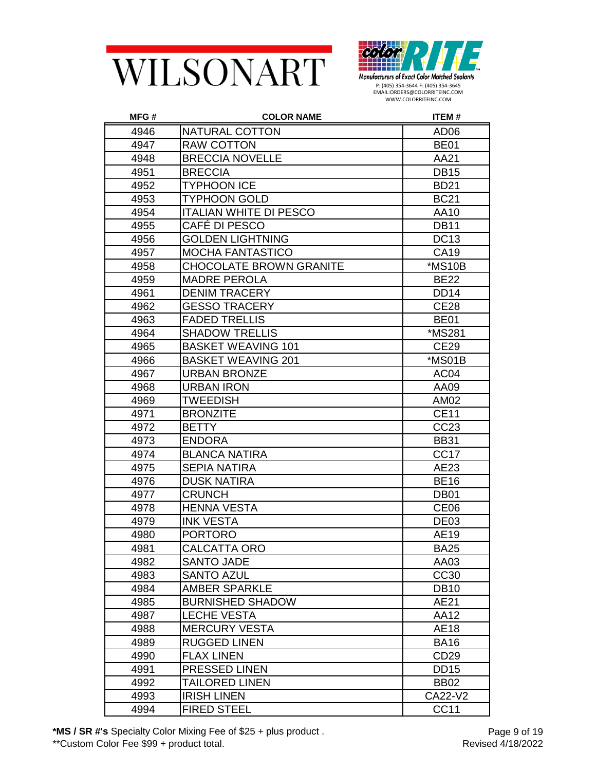WILSONART

color RITE
Manufacturers of Exact Color Matched Sealants
P: (405) 354-3644 F: (405) 354-3645
EMAIL:ORDERS@COLORRITEINC.COM
WWW.COLORRITEINC.COM

| MFG # | COLOR NAME | ITEM # |
|---|---|---|
| 4946 | NATURAL COTTON | AD06 |
| 4947 | RAW COTTON | BE01 |
| 4948 | BRECCIA NOVELLE | AA21 |
| 4951 | BRECCIA | DB15 |
| 4952 | TYPHOON ICE | BD21 |
| 4953 | TYPHOON GOLD | BC21 |
| 4954 | ITALIAN WHITE DI PESCO | AA10 |
| 4955 | CAFÉ DI PESCO | DB11 |
| 4956 | GOLDEN LIGHTNING | DC13 |
| 4957 | MOCHA FANTASTICO | CA19 |
| 4958 | CHOCOLATE BROWN GRANITE | *MS10B |
| 4959 | MADRE PEROLA | BE22 |
| 4961 | DENIM TRACERY | DD14 |
| 4962 | GESSO TRACERY | CE28 |
| 4963 | FADED TRELLIS | BE01 |
| 4964 | SHADOW TRELLIS | *MS281 |
| 4965 | BASKET WEAVING 101 | CE29 |
| 4966 | BASKET WEAVING 201 | *MS01B |
| 4967 | URBAN BRONZE | AC04 |
| 4968 | URBAN IRON | AA09 |
| 4969 | TWEEDISH | AM02 |
| 4971 | BRONZITE | CE11 |
| 4972 | BETTY | CC23 |
| 4973 | ENDORA | BB31 |
| 4974 | BLANCA NATIRA | CC17 |
| 4975 | SEPIA NATIRA | AE23 |
| 4976 | DUSK NATIRA | BE16 |
| 4977 | CRUNCH | DB01 |
| 4978 | HENNA VESTA | CE06 |
| 4979 | INK VESTA | DE03 |
| 4980 | PORTORO | AE19 |
| 4981 | CALCATTA ORO | BA25 |
| 4982 | SANTO JADE | AA03 |
| 4983 | SANTO AZUL | CC30 |
| 4984 | AMBER SPARKLE | DB10 |
| 4985 | BURNISHED SHADOW | AE21 |
| 4987 | LECHE VESTA | AA12 |
| 4988 | MERCURY VESTA | AE18 |
| 4989 | RUGGED LINEN | BA16 |
| 4990 | FLAX LINEN | CD29 |
| 4991 | PRESSED LINEN | DD15 |
| 4992 | TAILORED LINEN | BB02 |
| 4993 | IRISH LINEN | CA22-V2 |
| 4994 | FIRED STEEL | CC11 |

**\*MS / SR #'s** Specialty Color Mixing Fee of $25 + plus product .
\*\*Custom Color Fee $99 + product total.

Revised 4/18/2022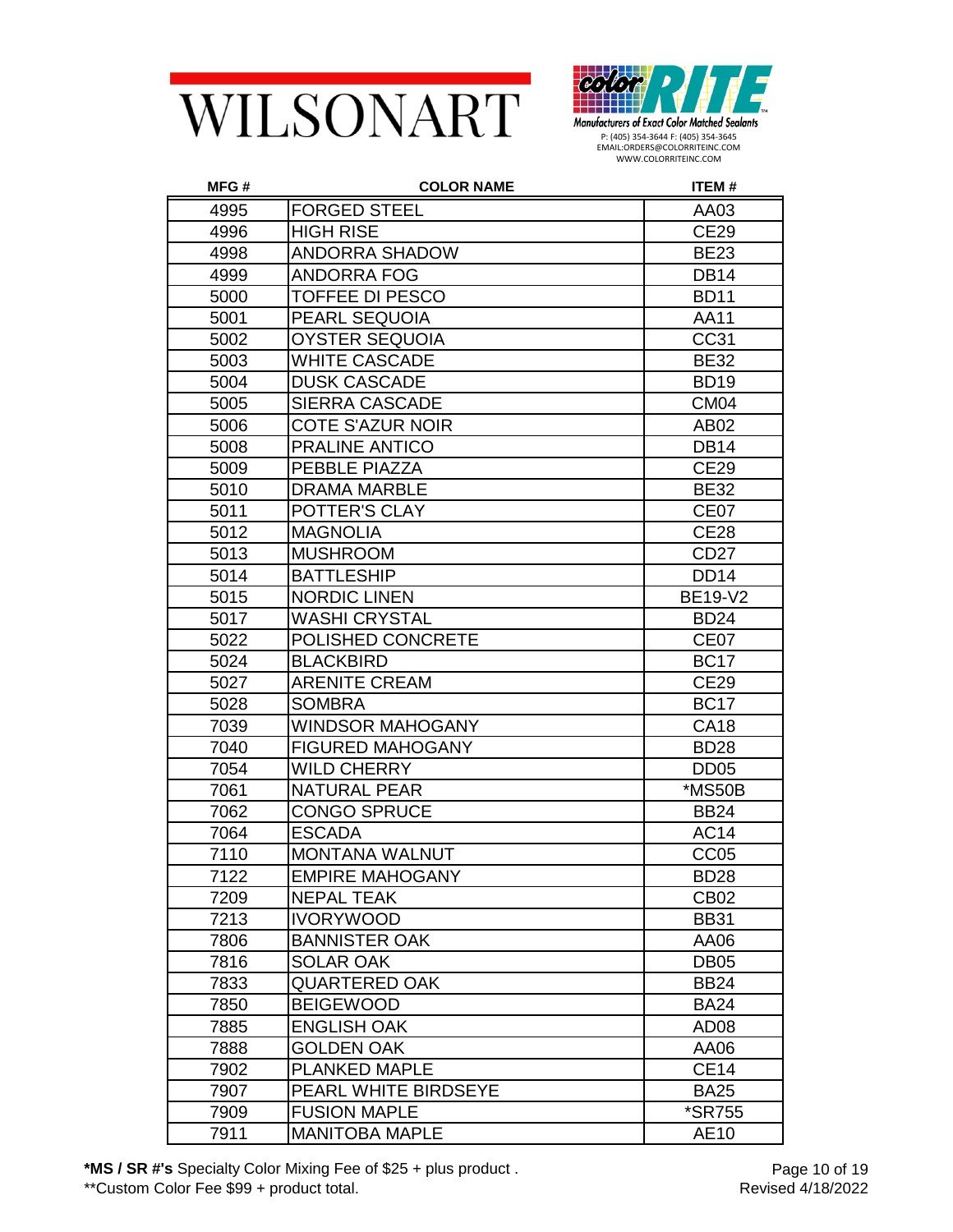WILSONART

color RITE

Manufacturers of Exact Color Matched Sealants

P: (405) 354-3644 F: (405) 354-3645
EMAIL:ORDERS@COLORRITEINC.COM
WWW.COLORRITEINC.COM

| MFG # | COLOR NAME | ITEM # |
|---|---|---|
| 4995 | FORGED STEEL | AA03 |
| 4996 | HIGH RISE | CE29 |
| 4998 | ANDORRA SHADOW | BE23 |
| 4999 | ANDORRA FOG | DB14 |
| 5000 | TOFFEE DI PESCO | BD11 |
| 5001 | PEARL SEQUOIA | AA11 |
| 5002 | OYSTER SEQUOIA | CC31 |
| 5003 | WHITE CASCADE | BE32 |
| 5004 | DUSK CASCADE | BD19 |
| 5005 | SIERRA CASCADE | CM04 |
| 5006 | COTE S'AZUR NOIR | AB02 |
| 5008 | PRALINE ANTICO | DB14 |
| 5009 | PEBBLE PIAZZA | CE29 |
| 5010 | DRAMA MARBLE | BE32 |
| 5011 | POTTER'S CLAY | CE07 |
| 5012 | MAGNOLIA | CE28 |
| 5013 | MUSHROOM | CD27 |
| 5014 | BATTLESHIP | DD14 |
| 5015 | NORDIC LINEN | BE19-V2 |
| 5017 | WASHI CRYSTAL | BD24 |
| 5022 | POLISHED CONCRETE | CE07 |
| 5024 | BLACKBIRD | BC17 |
| 5027 | ARENITE CREAM | CE29 |
| 5028 | SOMBRA | BC17 |
| 7039 | WINDSOR MAHOGANY | CA18 |
| 7040 | FIGURED MAHOGANY | BD28 |
| 7054 | WILD CHERRY | DD05 |
| 7061 | NATURAL PEAR | *MS50B |
| 7062 | CONGO SPRUCE | BB24 |
| 7064 | ESCADA | AC14 |
| 7110 | MONTANA WALNUT | CC05 |
| 7122 | EMPIRE MAHOGANY | BD28 |
| 7209 | NEPAL TEAK | CB02 |
| 7213 | IVORYWOOD | BB31 |
| 7806 | BANNISTER OAK | AA06 |
| 7816 | SOLAR OAK | DB05 |
| 7833 | QUARTERED OAK | BB24 |
| 7850 | BEIGEWOOD | BA24 |
| 7885 | ENGLISH OAK | AD08 |
| 7888 | GOLDEN OAK | AA06 |
| 7902 | PLANKED MAPLE | CE14 |
| 7907 | PEARL WHITE BIRDSEYE | BA25 |
| 7909 | FUSION MAPLE | *SR755 |
| 7911 | MANITOBA MAPLE | AE10 |

**\*MS / SR #'s** Specialty Color Mixing Fee of $25 + plus product .
\*\*Custom Color Fee $99 + product total.

Revised 4/18/2022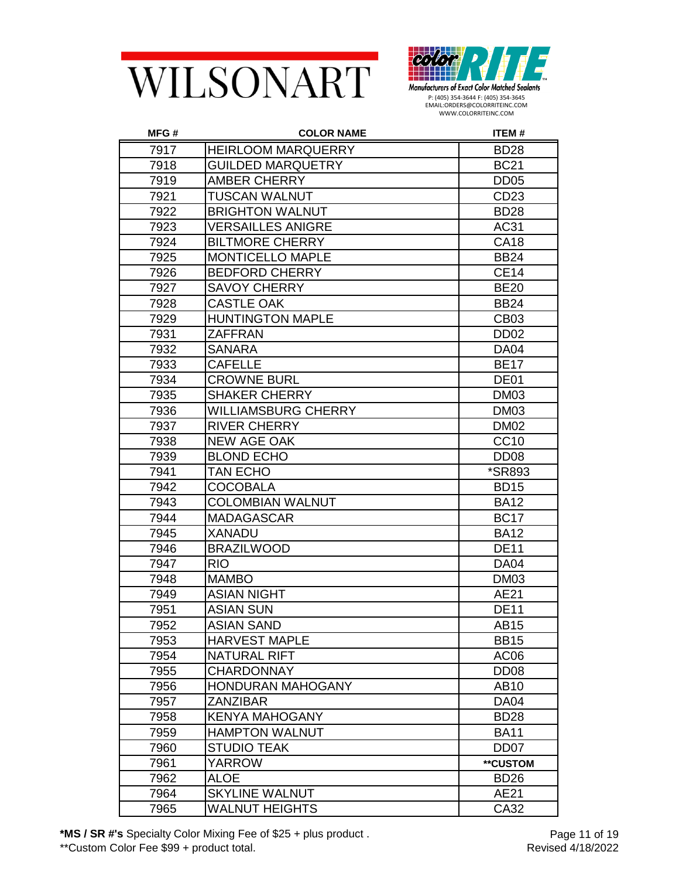WILSONART

color RITE
Manufacturers of Exact Color Matched Sealants
P: (405) 354-3644 F: (405) 354-3645
EMAIL:ORDERS@COLORRITEINC.COM
WWW.COLORRITEINC.COM

| MFG # | COLOR NAME | ITEM # |
|---|---|---|
| 7917 | HEIRLOOM MARQUERRY | BD28 |
| 7918 | GUILDED MARQUETRY | BC21 |
| 7919 | AMBER CHERRY | DD05 |
| 7921 | TUSCAN WALNUT | CD23 |
| 7922 | BRIGHTON WALNUT | BD28 |
| 7923 | VERSAILLES ANIGRE | AC31 |
| 7924 | BILTMORE CHERRY | CA18 |
| 7925 | MONTICELLO MAPLE | BB24 |
| 7926 | BEDFORD CHERRY | CE14 |
| 7927 | SAVOY CHERRY | BE20 |
| 7928 | CASTLE OAK | BB24 |
| 7929 | HUNTINGTON MAPLE | CB03 |
| 7931 | ZAFFRAN | DD02 |
| 7932 | SANARA | DA04 |
| 7933 | CAFELLE | BE17 |
| 7934 | CROWNE BURL | DE01 |
| 7935 | SHAKER CHERRY | DM03 |
| 7936 | WILLIAMSBURG CHERRY | DM03 |
| 7937 | RIVER CHERRY | DM02 |
| 7938 | NEW AGE OAK | CC10 |
| 7939 | BLOND ECHO | DD08 |
| 7941 | TAN ECHO | *SR893 |
| 7942 | COCOBALA | BD15 |
| 7943 | COLOMBIAN WALNUT | BA12 |
| 7944 | MADAGASCAR | BC17 |
| 7945 | XANADU | BA12 |
| 7946 | BRAZILWOOD | DE11 |
| 7947 | RIO | DA04 |
| 7948 | MAMBO | DM03 |
| 7949 | ASIAN NIGHT | AE21 |
| 7951 | ASIAN SUN | DE11 |
| 7952 | ASIAN SAND | AB15 |
| 7953 | HARVEST MAPLE | BB15 |
| 7954 | NATURAL RIFT | AC06 |
| 7955 | CHARDONNAY | DD08 |
| 7956 | HONDURAN MAHOGANY | AB10 |
| 7957 | ZANZIBAR | DA04 |
| 7958 | KENYA MAHOGANY | BD28 |
| 7959 | HAMPTON WALNUT | BA11 |
| 7960 | STUDIO TEAK | DD07 |
| 7961 | YARROW | **CUSTOM |
| 7962 | ALOE | BD26 |
| 7964 | SKYLINE WALNUT | AE21 |
| 7965 | WALNUT HEIGHTS | CA32 |

**\*MS / SR #'s** Specialty Color Mixing Fee of $25 + plus product .
\*\*Custom Color Fee $99 + product total.

Revised 4/18/2022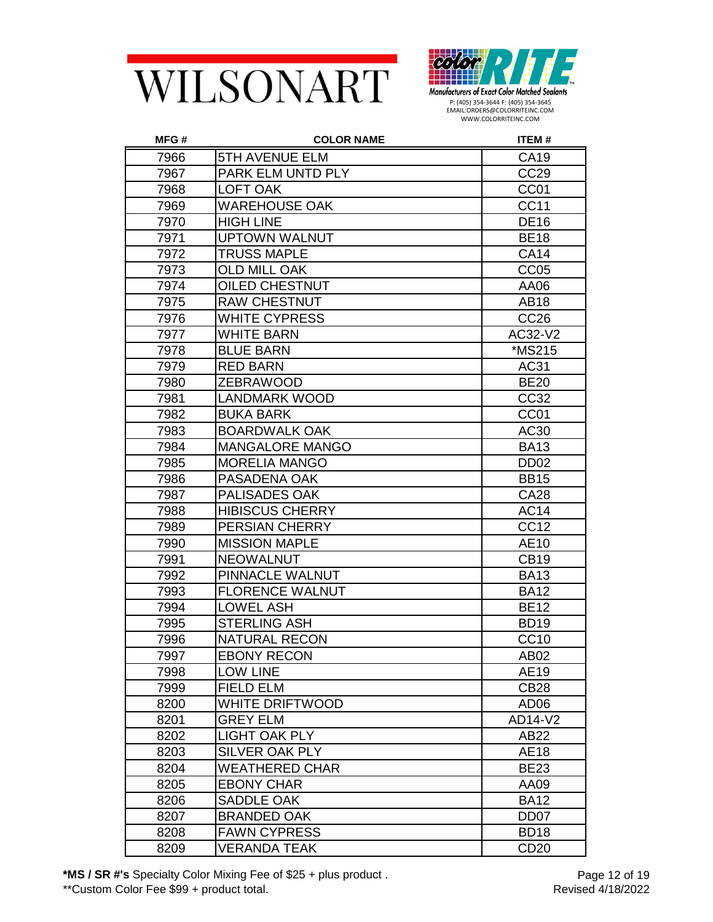WILSONART

color RITE

Manufacturers of Exact Color Matched Sealants

P: (405) 354-3644 F: (405) 354-3645
EMAIL:ORDERS@COLORRITEINC.COM
WWW.COLORRITEINC.COM

| MFG # | COLOR NAME | ITEM # |
|---|---|---|
| 7966 | 5TH AVENUE ELM | CA19 |
| 7967 | PARK ELM UNTD PLY | CC29 |
| 7968 | LOFT OAK | CC01 |
| 7969 | WAREHOUSE OAK | CC11 |
| 7970 | HIGH LINE | DE16 |
| 7971 | UPTOWN WALNUT | BE18 |
| 7972 | TRUSS MAPLE | CA14 |
| 7973 | OLD MILL OAK | CC05 |
| 7974 | OILED CHESTNUT | AA06 |
| 7975 | RAW CHESTNUT | AB18 |
| 7976 | WHITE CYPRESS | CC26 |
| 7977 | WHITE BARN | AC32-V2 |
| 7978 | BLUE BARN | *MS215 |
| 7979 | RED BARN | AC31 |
| 7980 | ZEBRAWOOD | BE20 |
| 7981 | LANDMARK WOOD | CC32 |
| 7982 | BUKA BARK | CC01 |
| 7983 | BOARDWALK OAK | AC30 |
| 7984 | MANGALORE MANGO | BA13 |
| 7985 | MORELIA MANGO | DD02 |
| 7986 | PASADENA OAK | BB15 |
| 7987 | PALISADES OAK | CA28 |
| 7988 | HIBISCUS CHERRY | AC14 |
| 7989 | PERSIAN CHERRY | CC12 |
| 7990 | MISSION MAPLE | AE10 |
| 7991 | NEOWALNUT | CB19 |
| 7992 | PINNACLE WALNUT | BA13 |
| 7993 | FLORENCE WALNUT | BA12 |
| 7994 | LOWEL ASH | BE12 |
| 7995 | STERLING ASH | BD19 |
| 7996 | NATURAL RECON | CC10 |
| 7997 | EBONY RECON | AB02 |
| 7998 | LOW LINE | AE19 |
| 7999 | FIELD ELM | CB28 |
| 8200 | WHITE DRIFTWOOD | AD06 |
| 8201 | GREY ELM | AD14-V2 |
| 8202 | LIGHT OAK PLY | AB22 |
| 8203 | SILVER OAK PLY | AE18 |
| 8204 | WEATHERED CHAR | BE23 |
| 8205 | EBONY CHAR | AA09 |
| 8206 | SADDLE OAK | BA12 |
| 8207 | BRANDED OAK | DD07 |
| 8208 | FAWN CYPRESS | BD18 |
| 8209 | VERANDA TEAK | CD20 |

**\*MS / SR #'s** Specialty Color Mixing Fee of $25 + plus product .
**Custom Color Fee $99 + product total.

Revised 4/18/2022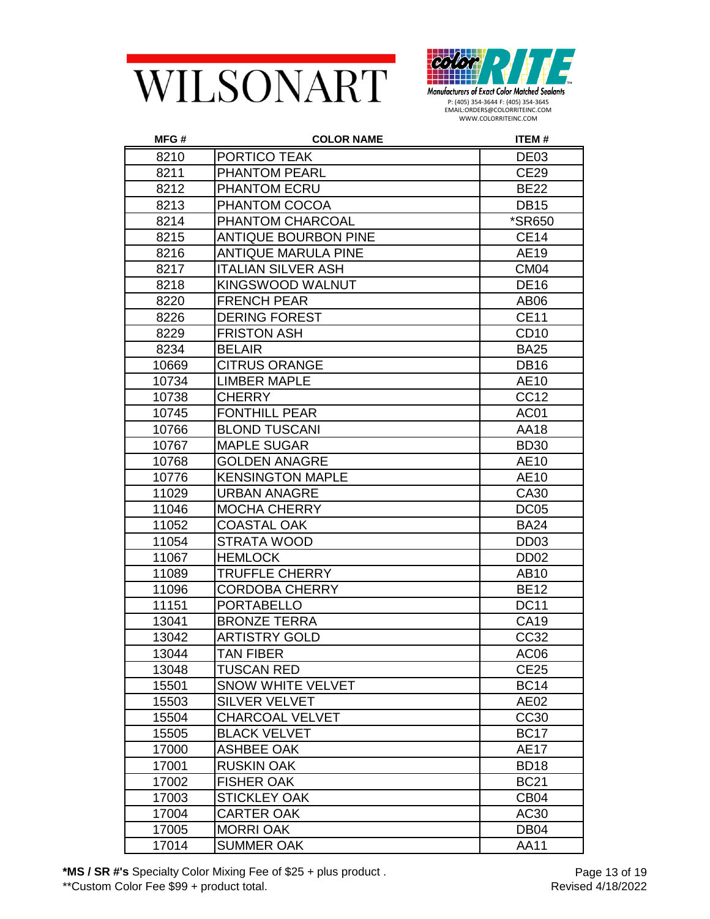WILSONART

color RITE
Manufacturers of Exact Color Matched Sealants
P: (405) 354-3644 F: (405) 354-3645
EMAIL:ORDERS@COLORRITEINC.COM
WWW.COLORRITEINC.COM

| MFG # | COLOR NAME | ITEM # |
|---|---|---|
| 8210 | PORTICO TEAK | DE03 |
| 8211 | PHANTOM PEARL | CE29 |
| 8212 | PHANTOM ECRU | BE22 |
| 8213 | PHANTOM COCOA | DB15 |
| 8214 | PHANTOM CHARCOAL | *SR650 |
| 8215 | ANTIQUE BOURBON PINE | CE14 |
| 8216 | ANTIQUE MARULA PINE | AE19 |
| 8217 | ITALIAN SILVER ASH | CM04 |
| 8218 | KINGSWOOD WALNUT | DE16 |
| 8220 | FRENCH PEAR | AB06 |
| 8226 | DERING FOREST | CE11 |
| 8229 | FRISTON ASH | CD10 |
| 8234 | BELAIR | BA25 |
| 10669 | CITRUS ORANGE | DB16 |
| 10734 | LIMBER MAPLE | AE10 |
| 10738 | CHERRY | CC12 |
| 10745 | FONTHILL PEAR | AC01 |
| 10766 | BLOND TUSCANI | AA18 |
| 10767 | MAPLE SUGAR | BD30 |
| 10768 | GOLDEN ANAGRE | AE10 |
| 10776 | KENSINGTON MAPLE | AE10 |
| 11029 | URBAN ANAGRE | CA30 |
| 11046 | MOCHA CHERRY | DC05 |
| 11052 | COASTAL OAK | BA24 |
| 11054 | STRATA WOOD | DD03 |
| 11067 | HEMLOCK | DD02 |
| 11089 | TRUFFLE CHERRY | AB10 |
| 11096 | CORDOBA CHERRY | BE12 |
| 11151 | PORTABELLO | DC11 |
| 13041 | BRONZE TERRA | CA19 |
| 13042 | ARTISTRY GOLD | CC32 |
| 13044 | TAN FIBER | AC06 |
| 13048 | TUSCAN RED | CE25 |
| 15501 | SNOW WHITE VELVET | BC14 |
| 15503 | SILVER VELVET | AE02 |
| 15504 | CHARCOAL VELVET | CC30 |
| 15505 | BLACK VELVET | BC17 |
| 17000 | ASHBEE OAK | AE17 |
| 17001 | RUSKIN OAK | BD18 |
| 17002 | FISHER OAK | BC21 |
| 17003 | STICKLEY OAK | CB04 |
| 17004 | CARTER OAK | AC30 |
| 17005 | MORRI OAK | DB04 |
| 17014 | SUMMER OAK | AA11 |

**\*MS / SR #'s** Specialty Color Mixing Fee of $25 + plus product .
**Custom Color Fee $99 + product total.

Revised 4/18/2022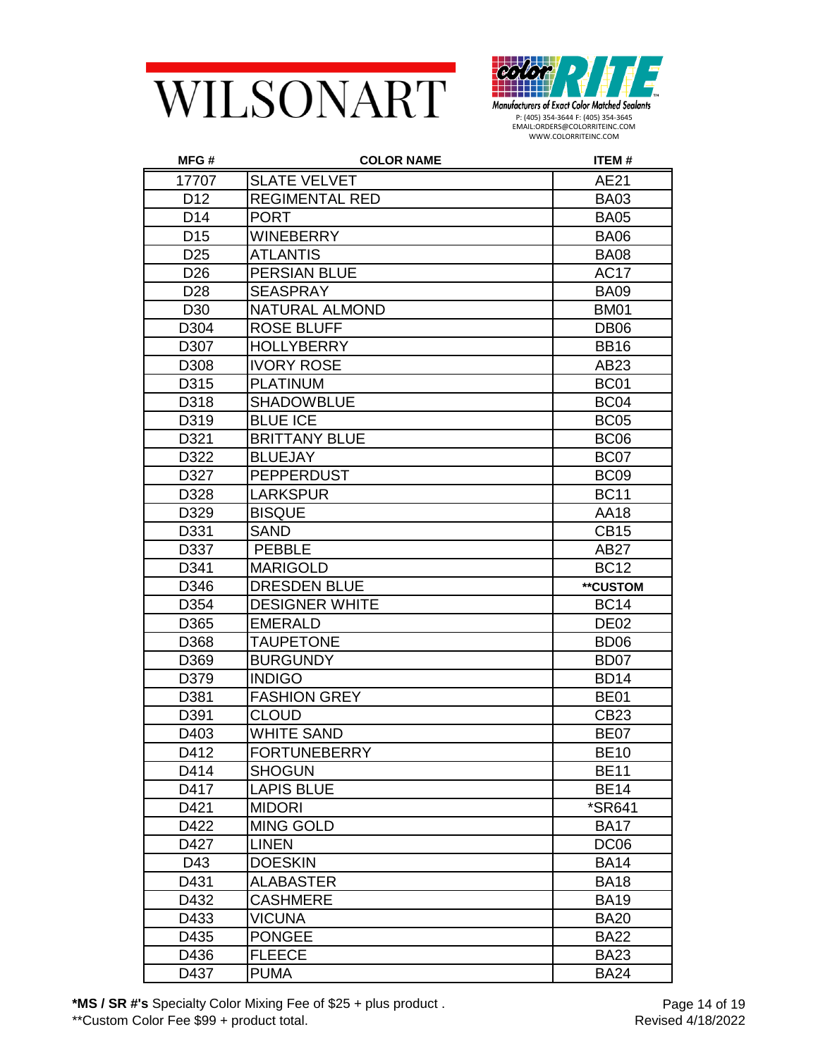WILSONART

color RITE
Manufacturers of Exact Color Matched Sealants
P: (405) 354-3644 F: (405) 354-3645
EMAIL:ORDERS@COLORRITEINC.COM
WWW.COLORRITEINC.COM

| MFG # | COLOR NAME | ITEM # |
|---|---|---|
| 17707 | SLATE VELVET | AE21 |
| D12 | REGIMENTAL RED | BA03 |
| D14 | PORT | BA05 |
| D15 | WINEBERRY | BA06 |
| D25 | ATLANTIS | BA08 |
| D26 | PERSIAN BLUE | AC17 |
| D28 | SEASPRAY | BA09 |
| D30 | NATURAL ALMOND | BM01 |
| D304 | ROSE BLUFF | DB06 |
| D307 | HOLLYBERRY | BB16 |
| D308 | IVORY ROSE | AB23 |
| D315 | PLATINUM | BC01 |
| D318 | SHADOWBLUE | BC04 |
| D319 | BLUE ICE | BC05 |
| D321 | BRITTANY BLUE | BC06 |
| D322 | BLUEJAY | BC07 |
| D327 | PEPPERDUST | BC09 |
| D328 | LARKSPUR | BC11 |
| D329 | BISQUE | AA18 |
| D331 | SAND | CB15 |
| D337 | PEBBLE | AB27 |
| D341 | MARIGOLD | BC12 |
| D346 | DRESDEN BLUE | **CUSTOM |
| D354 | DESIGNER WHITE | BC14 |
| D365 | EMERALD | DE02 |
| D368 | TAUPETONE | BD06 |
| D369 | BURGUNDY | BD07 |
| D379 | INDIGO | BD14 |
| D381 | FASHION GREY | BE01 |
| D391 | CLOUD | CB23 |
| D403 | WHITE SAND | BE07 |
| D412 | FORTUNEBERRY | BE10 |
| D414 | SHOGUN | BE11 |
| D417 | LAPIS BLUE | BE14 |
| D421 | MIDORI | *SR641 |
| D422 | MING GOLD | BA17 |
| D427 | LINEN | DC06 |
| D43 | DOESKIN | BA14 |
| D431 | ALABASTER | BA18 |
| D432 | CASHMERE | BA19 |
| D433 | VICUNA | BA20 |
| D435 | PONGEE | BA22 |
| D436 | FLEECE | BA23 |
| D437 | PUMA | BA24 |

**\*MS / SR #'s** Specialty Color Mixing Fee of $25 + plus product .
**Custom Color Fee $99 + product total.

Revised 4/18/2022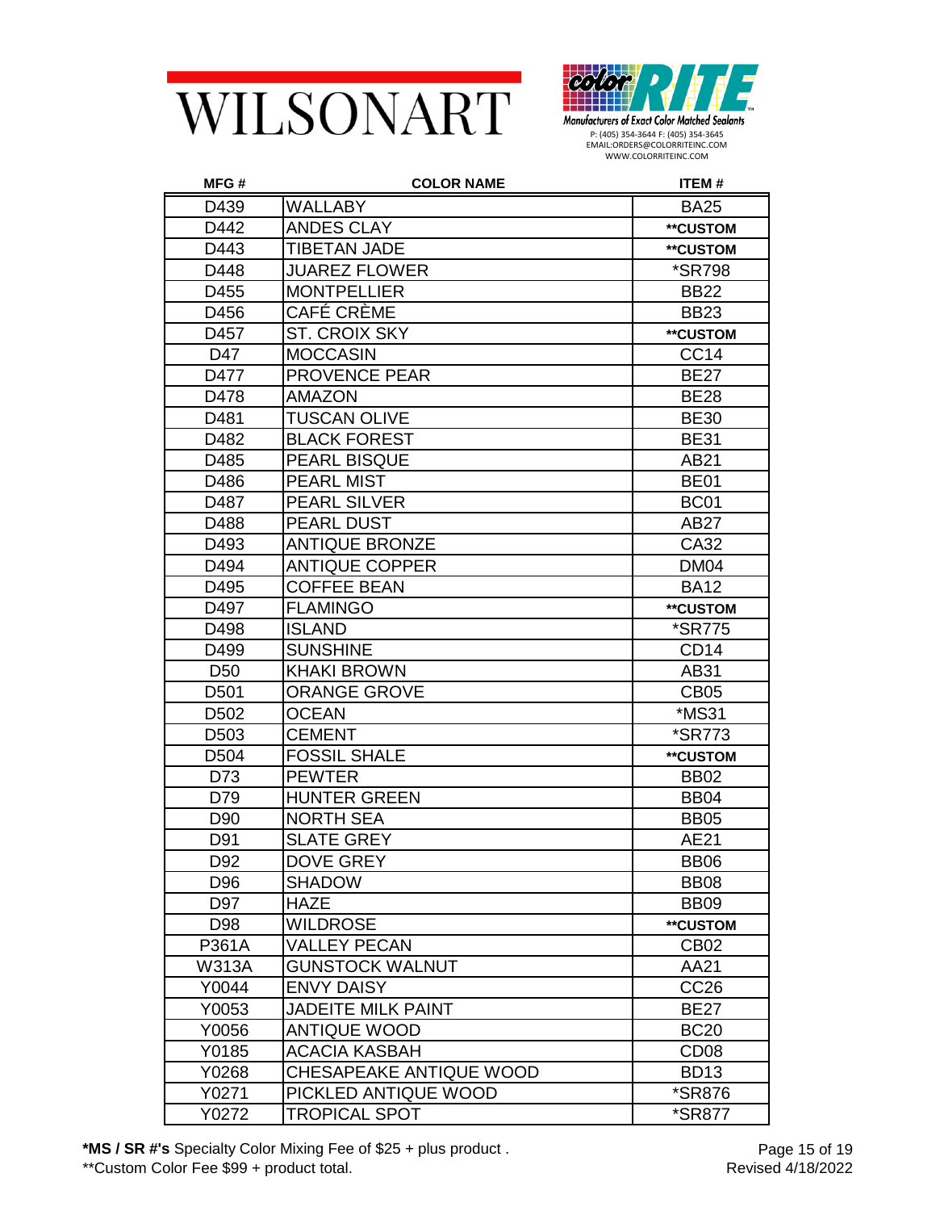WILSONART

color RITE
Manufacturers of Exact Color Matched Sealants
P: (405) 354-3644 F: (405) 354-3645
EMAIL:ORDERS@COLORRITEINC.COM
WWW.COLORRITEINC.COM

| MFG # | COLOR NAME | ITEM # |
|---|---|---|
| D439 | WALLABY | BA25 |
| D442 | ANDES CLAY | **CUSTOM |
| D443 | TIBETAN JADE | **CUSTOM |
| D448 | JUAREZ FLOWER | *SR798 |
| D455 | MONTPELLIER | BB22 |
| D456 | CAFÉ CRÈME | BB23 |
| D457 | ST. CROIX SKY | **CUSTOM |
| D47 | MOCCASIN | CC14 |
| D477 | PROVENCE PEAR | BE27 |
| D478 | AMAZON | BE28 |
| D481 | TUSCAN OLIVE | BE30 |
| D482 | BLACK FOREST | BE31 |
| D485 | PEARL BISQUE | AB21 |
| D486 | PEARL MIST | BE01 |
| D487 | PEARL SILVER | BC01 |
| D488 | PEARL DUST | AB27 |
| D493 | ANTIQUE BRONZE | CA32 |
| D494 | ANTIQUE COPPER | DM04 |
| D495 | COFFEE BEAN | BA12 |
| D497 | FLAMINGO | **CUSTOM |
| D498 | ISLAND | *SR775 |
| D499 | SUNSHINE | CD14 |
| D50 | KHAKI BROWN | AB31 |
| D501 | ORANGE GROVE | CB05 |
| D502 | OCEAN | *MS31 |
| D503 | CEMENT | *SR773 |
| D504 | FOSSIL SHALE | **CUSTOM |
| D73 | PEWTER | BB02 |
| D79 | HUNTER GREEN | BB04 |
| D90 | NORTH SEA | BB05 |
| D91 | SLATE GREY | AE21 |
| D92 | DOVE GREY | BB06 |
| D96 | SHADOW | BB08 |
| D97 | HAZE | BB09 |
| D98 | WILDROSE | **CUSTOM |
| P361A | VALLEY PECAN | CB02 |
| W313A | GUNSTOCK WALNUT | AA21 |
| Y0044 | ENVY DAISY | CC26 |
| Y0053 | JADEITE MILK PAINT | BE27 |
| Y0056 | ANTIQUE WOOD | BC20 |
| Y0185 | ACACIA KASBAH | CD08 |
| Y0268 | CHESAPEAKE ANTIQUE WOOD | BD13 |
| Y0271 | PICKLED ANTIQUE WOOD | *SR876 |
| Y0272 | TROPICAL SPOT | *SR877 |

**\*MS / SR #'s** Specialty Color Mixing Fee of $25 + plus product .
**Custom Color Fee $99 + product total.

Revised 4/18/2022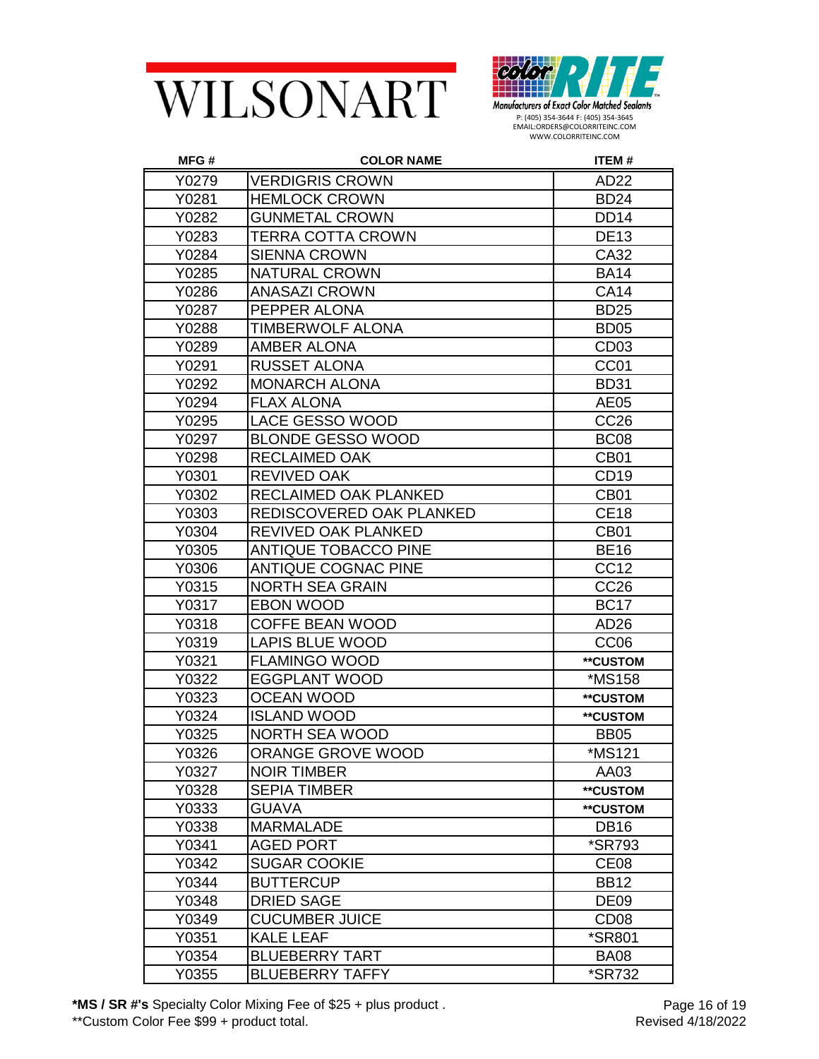WILSONART

color RITE
Manufacturers of Exact Color Matched Sealants
P: (405) 354-3644 F: (405) 354-3645
EMAIL:ORDERS@COLORRITEINC.COM
WWW.COLORRITEINC.COM

| MFG # | COLOR NAME | ITEM # |
|---|---|---|
| Y0279 | VERDIGRIS CROWN | AD22 |
| Y0281 | HEMLOCK CROWN | BD24 |
| Y0282 | GUNMETAL CROWN | DD14 |
| Y0283 | TERRA COTTA CROWN | DE13 |
| Y0284 | SIENNA CROWN | CA32 |
| Y0285 | NATURAL CROWN | BA14 |
| Y0286 | ANASAZI CROWN | CA14 |
| Y0287 | PEPPER ALONA | BD25 |
| Y0288 | TIMBERWOLF ALONA | BD05 |
| Y0289 | AMBER ALONA | CD03 |
| Y0291 | RUSSET ALONA | CC01 |
| Y0292 | MONARCH ALONA | BD31 |
| Y0294 | FLAX ALONA | AE05 |
| Y0295 | LACE GESSO WOOD | CC26 |
| Y0297 | BLONDE GESSO WOOD | BC08 |
| Y0298 | RECLAIMED OAK | CB01 |
| Y0301 | REVIVED OAK | CD19 |
| Y0302 | RECLAIMED OAK PLANKED | CB01 |
| Y0303 | REDISCOVERED OAK PLANKED | CE18 |
| Y0304 | REVIVED OAK PLANKED | CB01 |
| Y0305 | ANTIQUE TOBACCO PINE | BE16 |
| Y0306 | ANTIQUE COGNAC PINE | CC12 |
| Y0315 | NORTH SEA GRAIN | CC26 |
| Y0317 | EBON WOOD | BC17 |
| Y0318 | COFFE BEAN WOOD | AD26 |
| Y0319 | LAPIS BLUE WOOD | CC06 |
| Y0321 | FLAMINGO WOOD | **CUSTOM |
| Y0322 | EGGPLANT WOOD | *MS158 |
| Y0323 | OCEAN WOOD | **CUSTOM |
| Y0324 | ISLAND WOOD | **CUSTOM |
| Y0325 | NORTH SEA WOOD | BB05 |
| Y0326 | ORANGE GROVE WOOD | *MS121 |
| Y0327 | NOIR TIMBER | AA03 |
| Y0328 | SEPIA TIMBER | **CUSTOM |
| Y0333 | GUAVA | **CUSTOM |
| Y0338 | MARMALADE | DB16 |
| Y0341 | AGED PORT | *SR793 |
| Y0342 | SUGAR COOKIE | CE08 |
| Y0344 | BUTTERCUP | BB12 |
| Y0348 | DRIED SAGE | DE09 |
| Y0349 | CUCUMBER JUICE | CD08 |
| Y0351 | KALE LEAF | *SR801 |
| Y0354 | BLUEBERRY TART | BA08 |
| Y0355 | BLUEBERRY TAFFY | *SR732 |

**\*MS / SR #'s** Specialty Color Mixing Fee of $25 + plus product .
**Custom Color Fee $99 + product total.

Revised 4/18/2022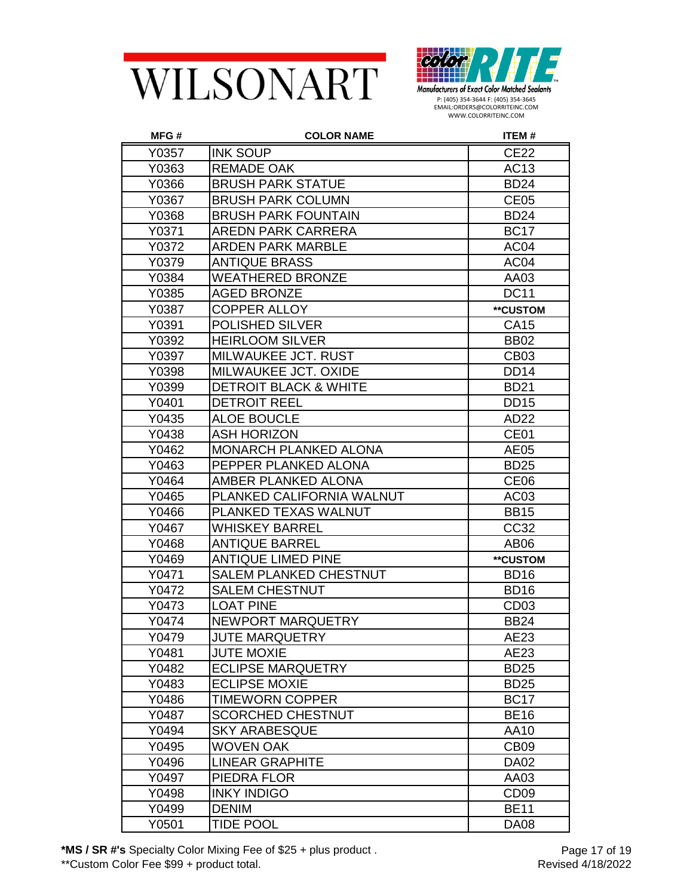WILSONART

color RITE
Manufacturers of Exact Color Matched Sealants
P: (405) 354-3644 F: (405) 354-3645
EMAIL:ORDERS@COLORRITEINC.COM
WWW.COLORRITEINC.COM

| MFG # | COLOR NAME | ITEM # |
|---|---|---|
| Y0357 | INK SOUP | CE22 |
| Y0363 | REMADE OAK | AC13 |
| Y0366 | BRUSH PARK STATUE | BD24 |
| Y0367 | BRUSH PARK COLUMN | CE05 |
| Y0368 | BRUSH PARK FOUNTAIN | BD24 |
| Y0371 | AREDN PARK CARRERA | BC17 |
| Y0372 | ARDEN PARK MARBLE | AC04 |
| Y0379 | ANTIQUE BRASS | AC04 |
| Y0384 | WEATHERED BRONZE | AA03 |
| Y0385 | AGED BRONZE | DC11 |
| Y0387 | COPPER ALLOY | **CUSTOM |
| Y0391 | POLISHED SILVER | CA15 |
| Y0392 | HEIRLOOM SILVER | BB02 |
| Y0397 | MILWAUKEE JCT. RUST | CB03 |
| Y0398 | MILWAUKEE JCT. OXIDE | DD14 |
| Y0399 | DETROIT BLACK & WHITE | BD21 |
| Y0401 | DETROIT REEL | DD15 |
| Y0435 | ALOE BOUCLE | AD22 |
| Y0438 | ASH HORIZON | CE01 |
| Y0462 | MONARCH PLANKED ALONA | AE05 |
| Y0463 | PEPPER PLANKED ALONA | BD25 |
| Y0464 | AMBER PLANKED ALONA | CE06 |
| Y0465 | PLANKED CALIFORNIA WALNUT | AC03 |
| Y0466 | PLANKED TEXAS WALNUT | BB15 |
| Y0467 | WHISKEY BARREL | CC32 |
| Y0468 | ANTIQUE BARREL | AB06 |
| Y0469 | ANTIQUE LIMED PINE | **CUSTOM |
| Y0471 | SALEM PLANKED CHESTNUT | BD16 |
| Y0472 | SALEM CHESTNUT | BD16 |
| Y0473 | LOAT PINE | CD03 |
| Y0474 | NEWPORT MARQUETRY | BB24 |
| Y0479 | JUTE MARQUETRY | AE23 |
| Y0481 | JUTE MOXIE | AE23 |
| Y0482 | ECLIPSE MARQUETRY | BD25 |
| Y0483 | ECLIPSE MOXIE | BD25 |
| Y0486 | TIMEWORN COPPER | BC17 |
| Y0487 | SCORCHED CHESTNUT | BE16 |
| Y0494 | SKY ARABESQUE | AA10 |
| Y0495 | WOVEN OAK | CB09 |
| Y0496 | LINEAR GRAPHITE | DA02 |
| Y0497 | PIEDRA FLOR | AA03 |
| Y0498 | INKY INDIGO | CD09 |
| Y0499 | DENIM | BE11 |
| Y0501 | TIDE POOL | DA08 |

**\*MS / SR #'s** Specialty Color Mixing Fee of $25 + plus product .

**Custom Color Fee $99 + product total.

Revised 4/18/2022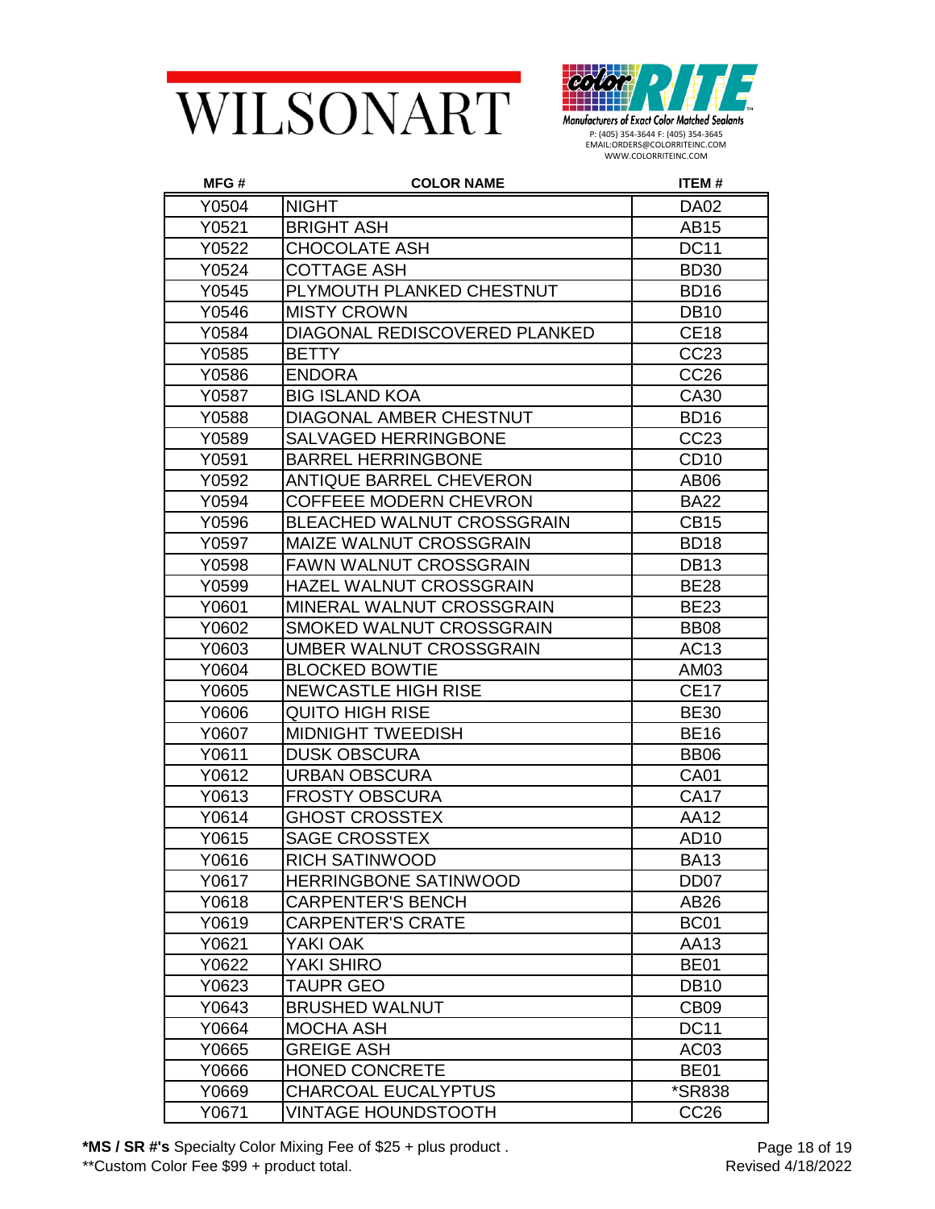WILSONART

color RITE
Manufacturers of Exact Color Matched Sealants
P: (405) 354-3644 F: (405) 354-3645
EMAIL:ORDERS@COLORRITEINC.COM
WWW.COLORRITEINC.COM

| MFG # | COLOR NAME | ITEM # |
|---|---|---|
| Y0504 | NIGHT | DA02 |
| Y0521 | BRIGHT ASH | AB15 |
| Y0522 | CHOCOLATE ASH | DC11 |
| Y0524 | COTTAGE ASH | BD30 |
| Y0545 | PLYMOUTH PLANKED CHESTNUT | BD16 |
| Y0546 | MISTY CROWN | DB10 |
| Y0584 | DIAGONAL REDISCOVERED PLANKED | CE18 |
| Y0585 | BETTY | CC23 |
| Y0586 | ENDORA | CC26 |
| Y0587 | BIG ISLAND KOA | CA30 |
| Y0588 | DIAGONAL AMBER CHESTNUT | BD16 |
| Y0589 | SALVAGED HERRINGBONE | CC23 |
| Y0591 | BARREL HERRINGBONE | CD10 |
| Y0592 | ANTIQUE BARREL CHEVERON | AB06 |
| Y0594 | COFFEEE MODERN CHEVRON | BA22 |
| Y0596 | BLEACHED WALNUT CROSSGRAIN | CB15 |
| Y0597 | MAIZE WALNUT CROSSGRAIN | BD18 |
| Y0598 | FAWN WALNUT CROSSGRAIN | DB13 |
| Y0599 | HAZEL WALNUT CROSSGRAIN | BE28 |
| Y0601 | MINERAL WALNUT CROSSGRAIN | BE23 |
| Y0602 | SMOKED WALNUT CROSSGRAIN | BB08 |
| Y0603 | UMBER WALNUT CROSSGRAIN | AC13 |
| Y0604 | BLOCKED BOWTIE | AM03 |
| Y0605 | NEWCASTLE HIGH RISE | CE17 |
| Y0606 | QUITO HIGH RISE | BE30 |
| Y0607 | MIDNIGHT TWEEDISH | BE16 |
| Y0611 | DUSK OBSCURA | BB06 |
| Y0612 | URBAN OBSCURA | CA01 |
| Y0613 | FROSTY OBSCURA | CA17 |
| Y0614 | GHOST CROSSTEX | AA12 |
| Y0615 | SAGE CROSSTEX | AD10 |
| Y0616 | RICH SATINWOOD | BA13 |
| Y0617 | HERRINGBONE SATINWOOD | DD07 |
| Y0618 | CARPENTER'S BENCH | AB26 |
| Y0619 | CARPENTER'S CRATE | BC01 |
| Y0621 | YAKI OAK | AA13 |
| Y0622 | YAKI SHIRO | BE01 |
| Y0623 | TAUPR GEO | DB10 |
| Y0643 | BRUSHED WALNUT | CB09 |
| Y0664 | MOCHA ASH | DC11 |
| Y0665 | GREIGE ASH | AC03 |
| Y0666 | HONED CONCRETE | BE01 |
| Y0669 | CHARCOAL EUCALYPTUS | *SR838 |
| Y0671 | VINTAGE HOUNDSTOOTH | CC26 |

**\*MS / SR #'s** Specialty Color Mixing Fee of $25 + plus product .
**Custom Color Fee $99 + product total.

Revised 4/18/2022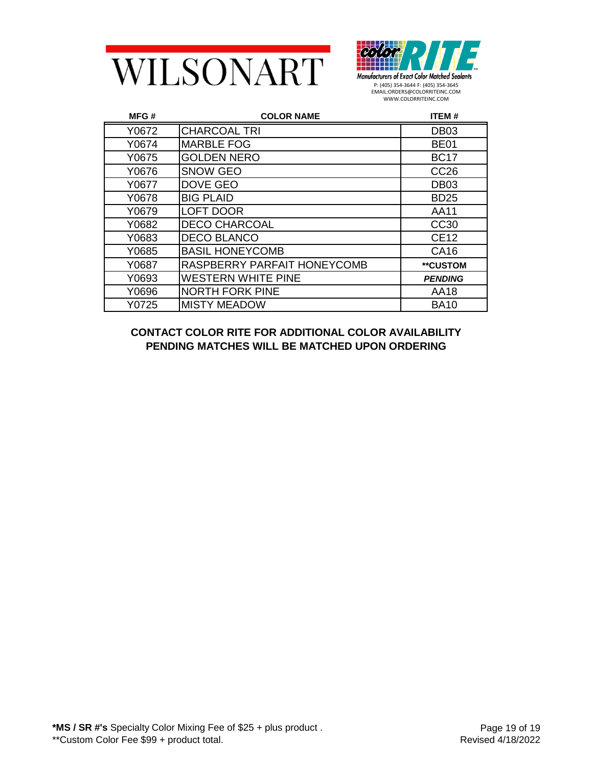WILSONART

color RITE

Manufacturers of Exact Color Matched Sealants

P: (405) 354-3644 F: (405) 354-3645

EMAIL:ORDERS@COLORRITEINC.COM

WWW.COLORRITEINC.COM

| MFG # | COLOR NAME | ITEM # |
|---|---|---|
| Y0672 | CHARCOAL TRI | DB03 |
| Y0674 | MARBLE FOG | BE01 |
| Y0675 | GOLDEN NERO | BC17 |
| Y0676 | SNOW GEO | CC26 |
| Y0677 | DOVE GEO | DB03 |
| Y0678 | BIG PLAID | BD25 |
| Y0679 | LOFT DOOR | AA11 |
| Y0682 | DECO CHARCOAL | CC30 |
| Y0683 | DECO BLANCO | CE12 |
| Y0685 | BASIL HONEYCOMB | CA16 |
| Y0687 | RASPBERRY PARFAIT HONEYCOMB | **\*\*CUSTOM** |
| Y0693 | WESTERN WHITE PINE | ***PENDING*** |
| Y0696 | NORTH FORK PINE | AA18 |
| Y0725 | MISTY MEADOW | BA10 |

**CONTACT COLOR RITE FOR ADDITIONAL COLOR AVAILABILITY**

**PENDING MATCHES WILL BE MATCHED UPON ORDERING**

**\*MS / SR #'s** Specialty Color Mixing Fee of $25 + plus product .

\*\*Custom Color Fee $99 + product total.

Revised 4/18/2022